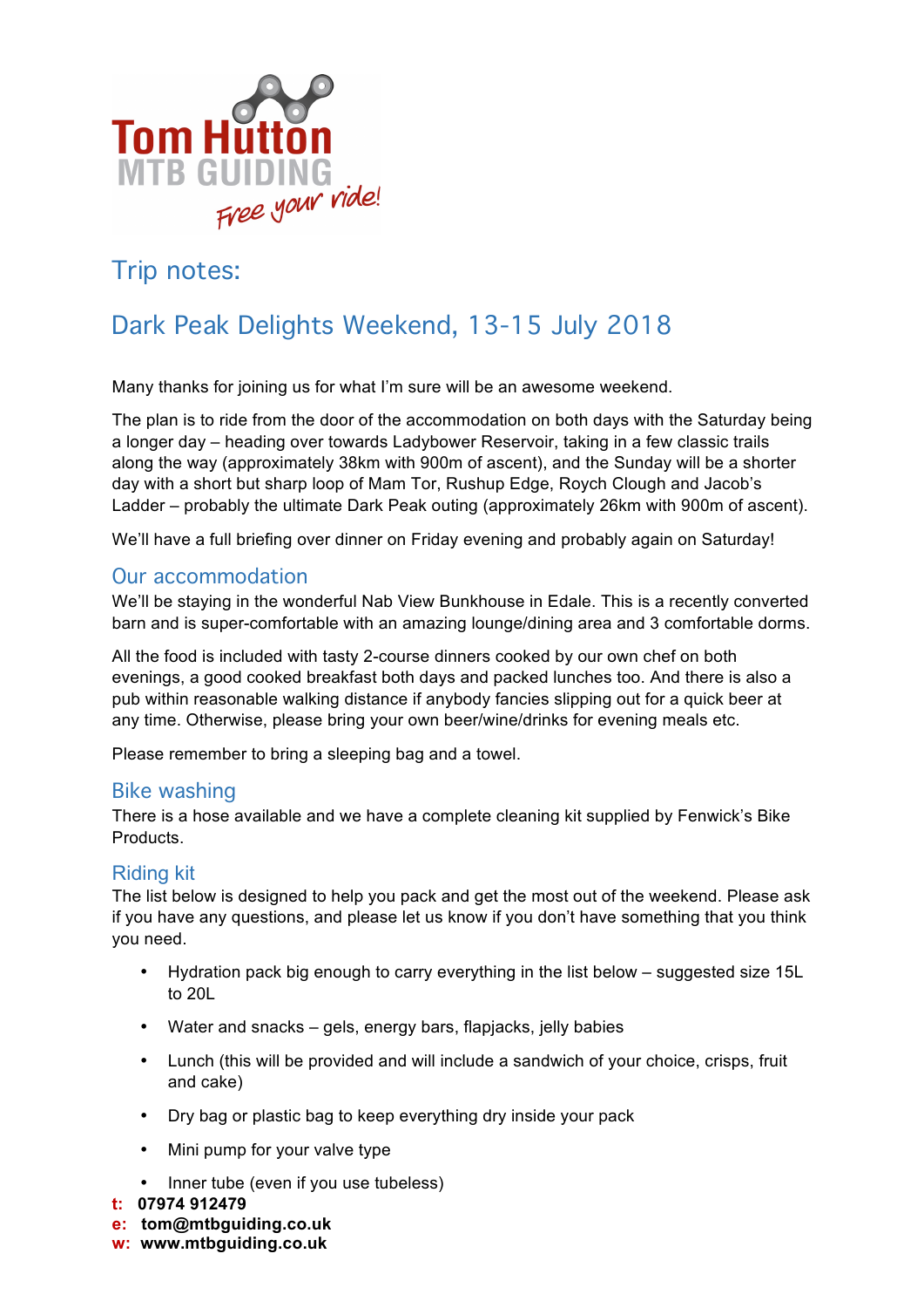Tom Hutton
MTB GUIDING
Free your ride!

# Trip notes:

# Dark Peak Delights Weekend, 13-15 July 2018

Many thanks for joining us for what I'm sure will be an awesome weekend.

The plan is to ride from the door of the accommodation on both days with the Saturday being a longer day – heading over towards Ladybower Reservoir, taking in a few classic trails along the way (approximately 38km with 900m of ascent), and the Sunday will be a shorter day with a short but sharp loop of Mam Tor, Rushup Edge, Roych Clough and Jacob's Ladder – probably the ultimate Dark Peak outing (approximately 26km with 900m of ascent).

We'll have a full briefing over dinner on Friday evening and probably again on Saturday!

## Our accommodation

We'll be staying in the wonderful Nab View Bunkhouse in Edale. This is a recently converted barn and is super-comfortable with an amazing lounge/dining area and 3 comfortable dorms.

All the food is included with tasty 2-course dinners cooked by our own chef on both evenings, a good cooked breakfast both days and packed lunches too. And there is also a pub within reasonable walking distance if anybody fancies slipping out for a quick beer at any time. Otherwise, please bring your own beer/wine/drinks for evening meals etc.

Please remember to bring a sleeping bag and a towel.

## Bike washing

There is a hose available and we have a complete cleaning kit supplied by Fenwick's Bike Products.

## Riding kit

The list below is designed to help you pack and get the most out of the weekend. Please ask if you have any questions, and please let us know if you don't have something that you think you need.

- Hydration pack big enough to carry everything in the list below – suggested size 15L to 20L
- Water and snacks – gels, energy bars, flapjacks, jelly babies
- Lunch (this will be provided and will include a sandwich of your choice, crisps, fruit and cake)
- Dry bag or plastic bag to keep everything dry inside your pack
- Mini pump for your valve type
- Inner tube (even if you use tubeless)

**t: 07974 912479**
**e: tom@mtbguiding.co.uk**
**w: www.mtbguiding.co.uk**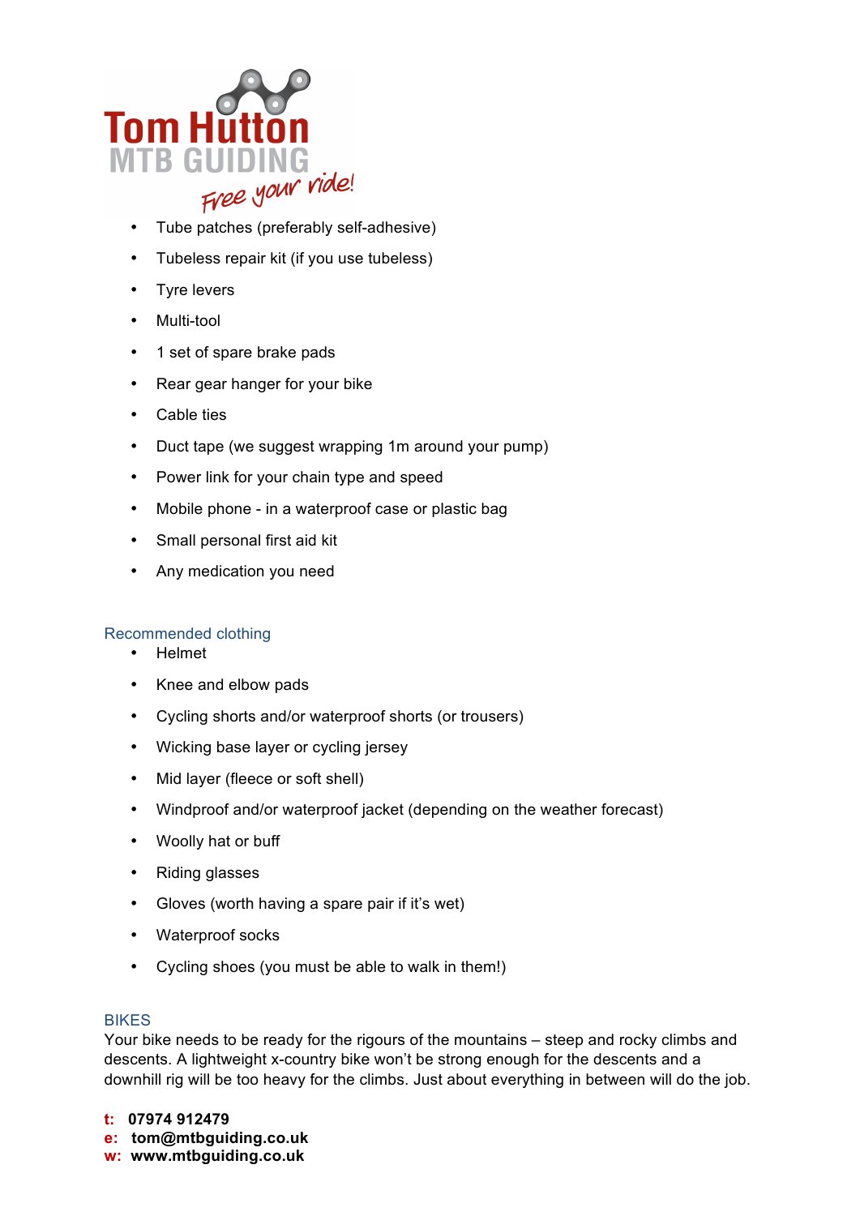- Tube patches (preferably self-adhesive)
- Tubeless repair kit (if you use tubeless)
- Tyre levers
- Multi-tool
- 1 set of spare brake pads
- Rear gear hanger for your bike
- Cable ties
- Duct tape (we suggest wrapping 1m around your pump)
- Power link for your chain type and speed
- Mobile phone - in a waterproof case or plastic bag
- Small personal first aid kit
- Any medication you need

## Recommended clothing

- Helmet
- Knee and elbow pads
- Cycling shorts and/or waterproof shorts (or trousers)
- Wicking base layer or cycling jersey
- Mid layer (fleece or soft shell)
- Windproof and/or waterproof jacket (depending on the weather forecast)
- Woolly hat or buff
- Riding glasses
- Gloves (worth having a spare pair if it's wet)
- Waterproof socks
- Cycling shoes (you must be able to walk in them!)

## BIKES

Your bike needs to be ready for the rigours of the mountains – steep and rocky climbs and descents. A lightweight x-country bike won't be strong enough for the descents and a downhill rig will be too heavy for the climbs. Just about everything in between will do the job.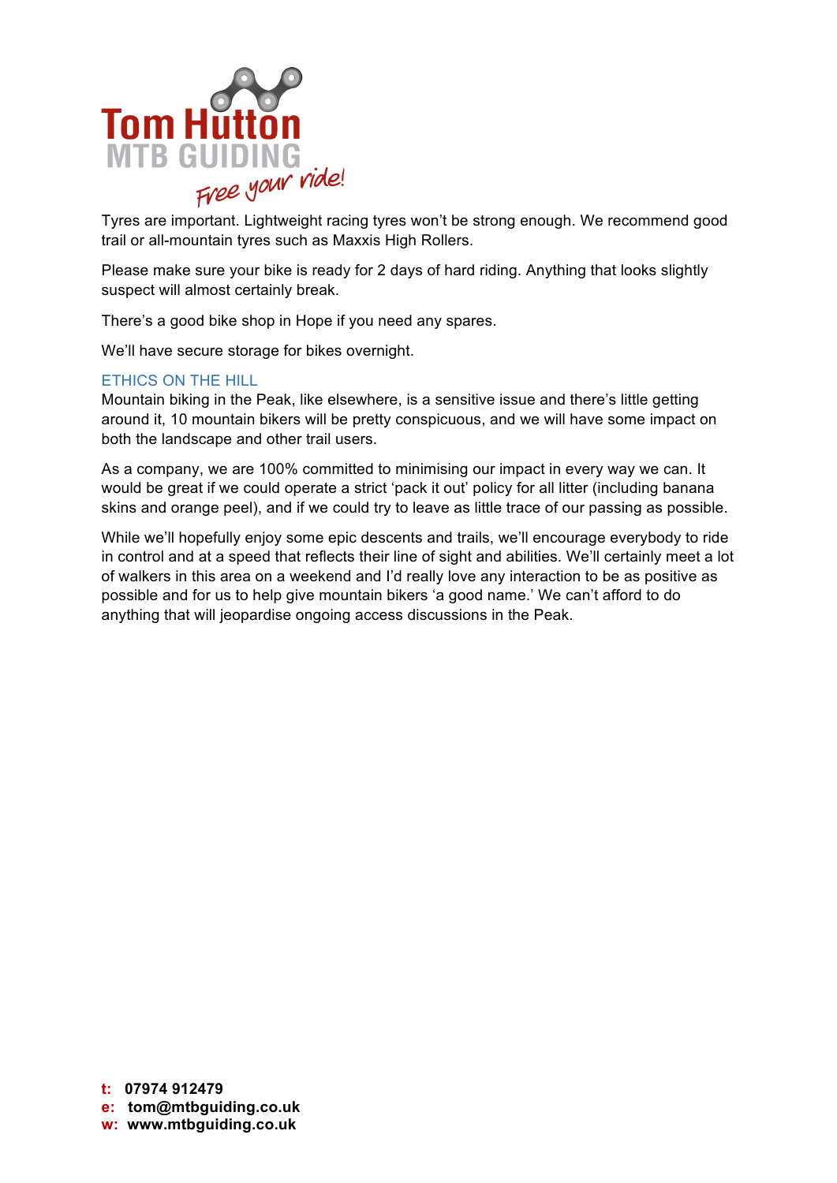Tyres are important. Lightweight racing tyres won't be strong enough. We recommend good trail or all-mountain tyres such as Maxxis High Rollers.

Please make sure your bike is ready for 2 days of hard riding. Anything that looks slightly suspect will almost certainly break.

There's a good bike shop in Hope if you need any spares.

We'll have secure storage for bikes overnight.

## ETHICS ON THE HILL

Mountain biking in the Peak, like elsewhere, is a sensitive issue and there's little getting around it, 10 mountain bikers will be pretty conspicuous, and we will have some impact on both the landscape and other trail users.

As a company, we are 100% committed to minimising our impact in every way we can. It would be great if we could operate a strict 'pack it out' policy for all litter (including banana skins and orange peel), and if we could try to leave as little trace of our passing as possible.

While we'll hopefully enjoy some epic descents and trails, we'll encourage everybody to ride in control and at a speed that reflects their line of sight and abilities. We'll certainly meet a lot of walkers in this area on a weekend and I'd really love any interaction to be as positive as possible and for us to help give mountain bikers 'a good name.' We can't afford to do anything that will jeopardise ongoing access discussions in the Peak.

**t: 07974 912479**
**e: tom@mtbguiding.co.uk**
**w: www.mtbguiding.co.uk**